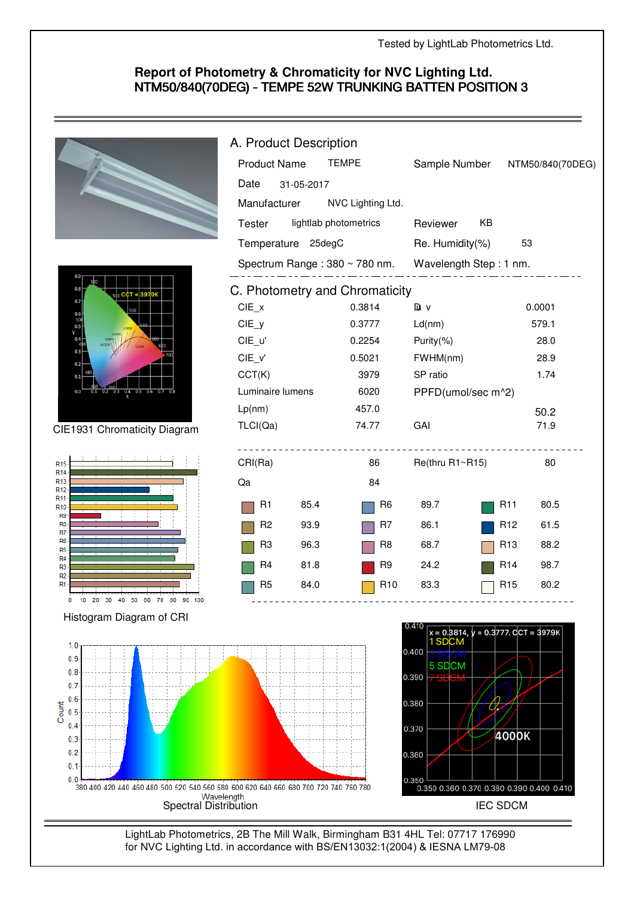Tested by LightLab Photometrics Ltd.

## Report of Photometry & Chromaticity for NVC Lighting Ltd.
## NTM50/840(70DEG) - TEMPE 52W TRUNKING BATTEN POSITION 3

### A. Product Description

| | | | |
|---|---|---|---|
| Product Name | TEMPE | Sample Number | NTM50/840(70DEG) |
| Date | 31-05-2017 | | |
| Manufacturer | NVC Lighting Ltd. | | |
| Tester | lightlab photometrics | Reviewer | KB |
| Temperature | 25degC | Re. Humidity(%) | 53 |
| Spectrum Range : 380 ~ 780 nm. | | Wavelength Step : 1 nm. | |

### C. Photometry and Chromaticity

| | | | |
|---|---|---|---|
| CIE_x | 0.3814 | Duv | 0.0001 |
| CIE_y | 0.3777 | Ld(nm) | 579.1 |
| CIE_u' | 0.2254 | Purity(%) | 28.0 |
| CIE_v' | 0.5021 | FWHM(nm) | 28.9 |
| CCT(K) | 3979 | SP ratio | 1.74 |
| Luminaire lumens | 6020 | PPFD(umol/sec m^2) | 50.2 |
| Lp(nm) | 457.0 | | |
| TLCI(Qa) | 74.77 | GAI | 71.9 |

| | | | |
|---|---|---|---|
| CRI(Ra) | 86 | Re(thru R1~R15) | 80 |
| Qa | 84 | | |

| | | | | | |
|---|---|---|---|---|---|
| R1 | 85.4 | R6 | 89.7 | R11 | 80.5 |
| R2 | 93.9 | R7 | 86.1 | R12 | 61.5 |
| R3 | 96.3 | R8 | 68.7 | R13 | 88.2 |
| R4 | 81.8 | R9 | 24.2 | R14 | 98.7 |
| R5 | 84.0 | R10 | 83.3 | R15 | 80.2 |

CIE1931 Chromaticity Diagram

Histogram Diagram of CRI

Spectral Distribution

IEC SDCM

LightLab Photometrics, 2B The Mill Walk, Birmingham B31 4HL Tel: 07717 176990
for NVC Lighting Ltd. in accordance with BS/EN13032:1(2004) & IESNA LM79-08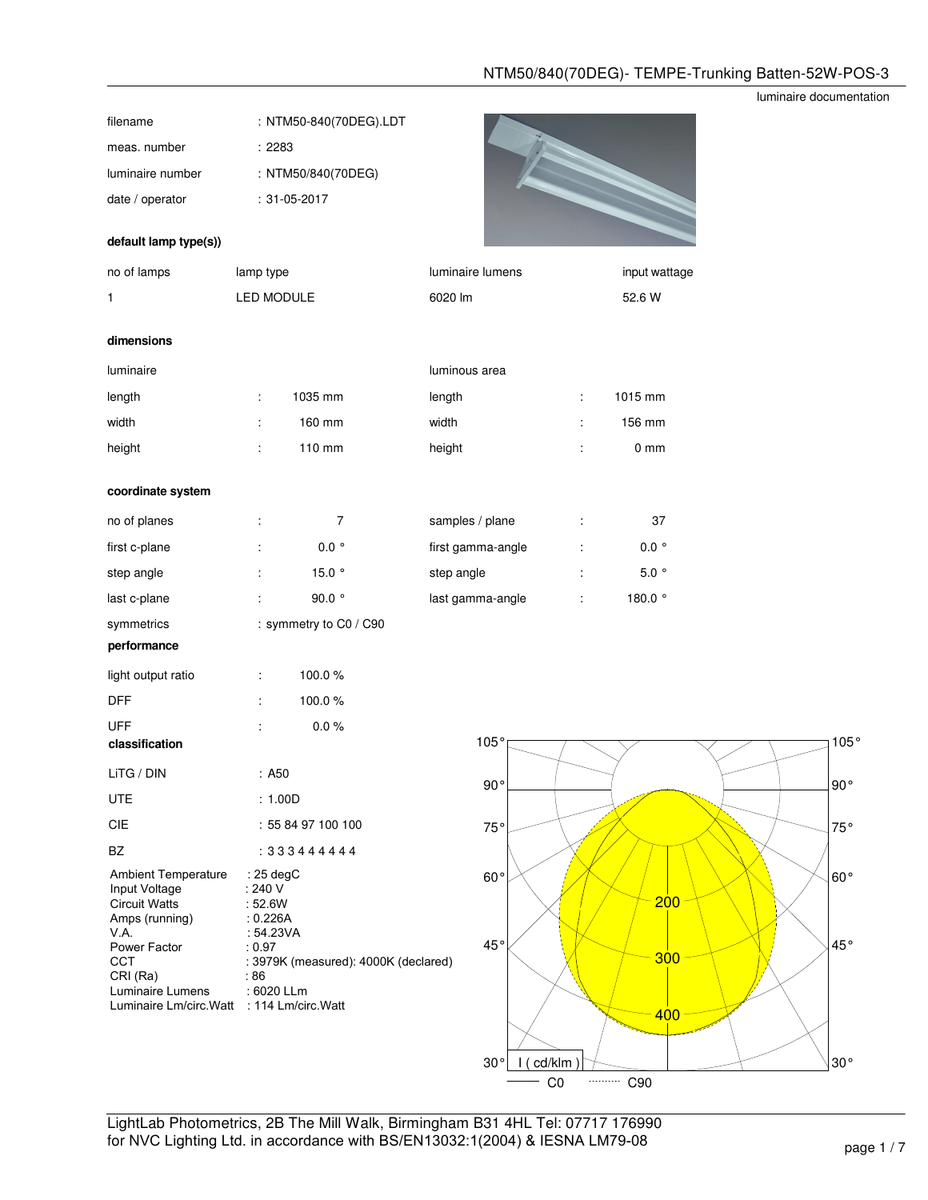# NTM50/840(70DEG)- TEMPE-Trunking Batten-52W-POS-3

luminaire documentation

| | |
|---|---|
| filename | : NTM50-840(70DEG).LDT |
| meas. number | : 2283 |
| luminaire number | : NTM50/840(70DEG) |
| date / operator | : 31-05-2017 |

**default lamp type(s))**

| no of lamps | lamp type | luminaire lumens | input wattage |
|---|---|---|---|
| 1 | LED MODULE | 6020 lm | 52.6 W |

**dimensions**

| luminaire | | | luminous area | | |
|---|---|---|---|---|---|
| length | : | 1035 mm | length | : | 1015 mm |
| width | : | 160 mm | width | : | 156 mm |
| height | : | 110 mm | height | : | 0 mm |

**coordinate system**

| | | | | | |
|---|---|---|---|---|---|
| no of planes | : | 7 | samples / plane | : | 37 |
| first c-plane | : | 0.0 ° | first gamma-angle | : | 0.0 ° |
| step angle | : | 15.0 ° | step angle | : | 5.0 ° |
| last c-plane | : | 90.0 ° | last gamma-angle | : | 180.0 ° |
| symmetrics | : symmetry to C0 / C90 | | | | |

**performance**

| | | |
|---|---|---|
| light output ratio | : | 100.0 % |
| DFF | : | 100.0 % |
| UFF | : | 0.0 % |

**classification**

| | |
|---|---|
| LiTG / DIN | : A50 |
| UTE | : 1.00D |
| CIE | : 55 84 97 100 100 |
| BZ | : 3 3 3 4 4 4 4 4 4 |

| | |
|---|---|
| Ambient Temperature | : 25 degC |
| Input Voltage | : 240 V |
| Circuit Watts | : 52.6W |
| Amps (running) | : 0.226A |
| V.A. | : 54.23VA |
| Power Factor | : 0.97 |
| CCT | : 3979K (measured): 4000K (declared) |
| CRI (Ra) | : 86 |
| Luminaire Lumens | : 6020 LLm |
| Luminaire Lm/circ.Watt | : 114 Lm/circ.Watt |

I ( cd/klm ) — C0 ······ C90

LightLab Photometrics, 2B The Mill Walk, Birmingham B31 4HL Tel: 07717 176990
for NVC Lighting Ltd. in accordance with BS/EN13032:1(2004) & IESNA LM79-08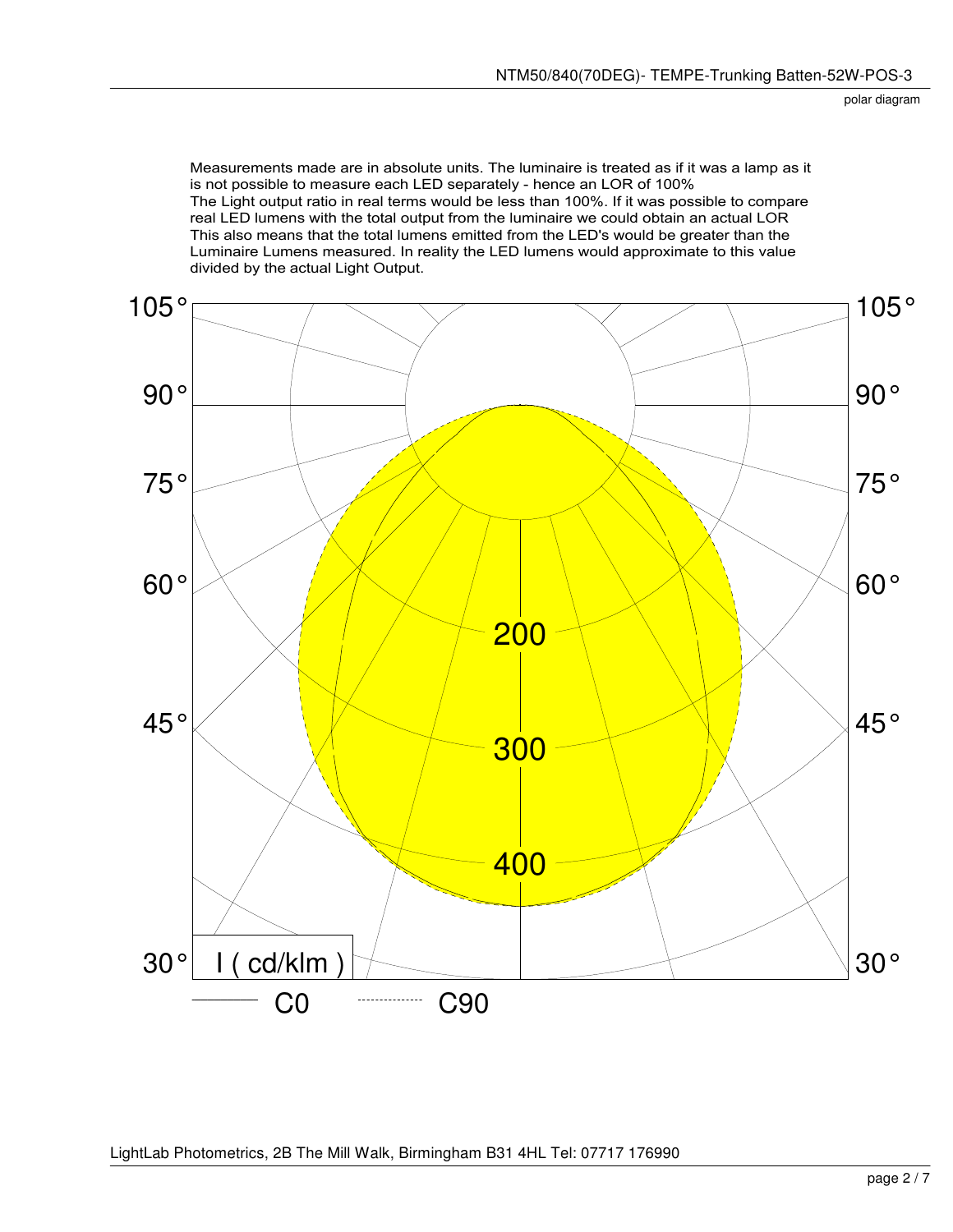polar diagram

Measurements made are in absolute units. The luminaire is treated as if it was a lamp as it is not possible to measure each LED separately - hence an LOR of 100%
The Light output ratio in real terms would be less than 100%. If it was possible to compare real LED lumens with the total output from the luminaire we could obtain an actual LOR
This also means that the total lumens emitted from the LED's would be greater than the Luminaire Lumens measured. In reality the LED lumens would approximate to this value divided by the actual Light Output.

105° 90° 75° 60° 45° 30°

200 300 400

I ( cd/klm )

C0 C90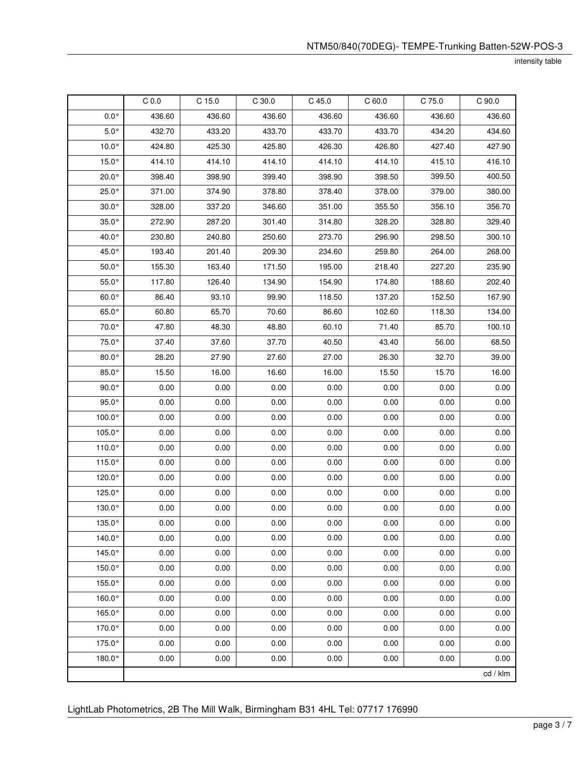intensity table

|  | C 0.0 | C 15.0 | C 30.0 | C 45.0 | C 60.0 | C 75.0 | C 90.0 |
|---|---|---|---|---|---|---|---|
| 0.0° | 436.60 | 436.60 | 436.60 | 436.60 | 436.60 | 436.60 | 436.60 |
| 5.0° | 432.70 | 433.20 | 433.70 | 433.70 | 433.70 | 434.20 | 434.60 |
| 10.0° | 424.80 | 425.30 | 425.80 | 426.30 | 426.80 | 427.40 | 427.90 |
| 15.0° | 414.10 | 414.10 | 414.10 | 414.10 | 414.10 | 415.10 | 416.10 |
| 20.0° | 398.40 | 398.90 | 399.40 | 398.90 | 398.50 | 399.50 | 400.50 |
| 25.0° | 371.00 | 374.90 | 378.80 | 378.40 | 378.00 | 379.00 | 380.00 |
| 30.0° | 328.00 | 337.20 | 346.60 | 351.00 | 355.50 | 356.10 | 356.70 |
| 35.0° | 272.90 | 287.20 | 301.40 | 314.80 | 328.20 | 328.80 | 329.40 |
| 40.0° | 230.80 | 240.80 | 250.60 | 273.70 | 296.90 | 298.50 | 300.10 |
| 45.0° | 193.40 | 201.40 | 209.30 | 234.60 | 259.80 | 264.00 | 268.00 |
| 50.0° | 155.30 | 163.40 | 171.50 | 195.00 | 218.40 | 227.20 | 235.90 |
| 55.0° | 117.80 | 126.40 | 134.90 | 154.90 | 174.80 | 188.60 | 202.40 |
| 60.0° | 86.40 | 93.10 | 99.90 | 118.50 | 137.20 | 152.50 | 167.90 |
| 65.0° | 60.80 | 65.70 | 70.60 | 86.60 | 102.60 | 118.30 | 134.00 |
| 70.0° | 47.80 | 48.30 | 48.80 | 60.10 | 71.40 | 85.70 | 100.10 |
| 75.0° | 37.40 | 37.60 | 37.70 | 40.50 | 43.40 | 56.00 | 68.50 |
| 80.0° | 28.20 | 27.90 | 27.60 | 27.00 | 26.30 | 32.70 | 39.00 |
| 85.0° | 15.50 | 16.00 | 16.60 | 16.00 | 15.50 | 15.70 | 16.00 |
| 90.0° | 0.00 | 0.00 | 0.00 | 0.00 | 0.00 | 0.00 | 0.00 |
| 95.0° | 0.00 | 0.00 | 0.00 | 0.00 | 0.00 | 0.00 | 0.00 |
| 100.0° | 0.00 | 0.00 | 0.00 | 0.00 | 0.00 | 0.00 | 0.00 |
| 105.0° | 0.00 | 0.00 | 0.00 | 0.00 | 0.00 | 0.00 | 0.00 |
| 110.0° | 0.00 | 0.00 | 0.00 | 0.00 | 0.00 | 0.00 | 0.00 |
| 115.0° | 0.00 | 0.00 | 0.00 | 0.00 | 0.00 | 0.00 | 0.00 |
| 120.0° | 0.00 | 0.00 | 0.00 | 0.00 | 0.00 | 0.00 | 0.00 |
| 125.0° | 0.00 | 0.00 | 0.00 | 0.00 | 0.00 | 0.00 | 0.00 |
| 130.0° | 0.00 | 0.00 | 0.00 | 0.00 | 0.00 | 0.00 | 0.00 |
| 135.0° | 0.00 | 0.00 | 0.00 | 0.00 | 0.00 | 0.00 | 0.00 |
| 140.0° | 0.00 | 0.00 | 0.00 | 0.00 | 0.00 | 0.00 | 0.00 |
| 145.0° | 0.00 | 0.00 | 0.00 | 0.00 | 0.00 | 0.00 | 0.00 |
| 150.0° | 0.00 | 0.00 | 0.00 | 0.00 | 0.00 | 0.00 | 0.00 |
| 155.0° | 0.00 | 0.00 | 0.00 | 0.00 | 0.00 | 0.00 | 0.00 |
| 160.0° | 0.00 | 0.00 | 0.00 | 0.00 | 0.00 | 0.00 | 0.00 |
| 165.0° | 0.00 | 0.00 | 0.00 | 0.00 | 0.00 | 0.00 | 0.00 |
| 170.0° | 0.00 | 0.00 | 0.00 | 0.00 | 0.00 | 0.00 | 0.00 |
| 175.0° | 0.00 | 0.00 | 0.00 | 0.00 | 0.00 | 0.00 | 0.00 |
| 180.0° | 0.00 | 0.00 | 0.00 | 0.00 | 0.00 | 0.00 | 0.00 |
|  |  |  |  |  |  |  | cd / klm |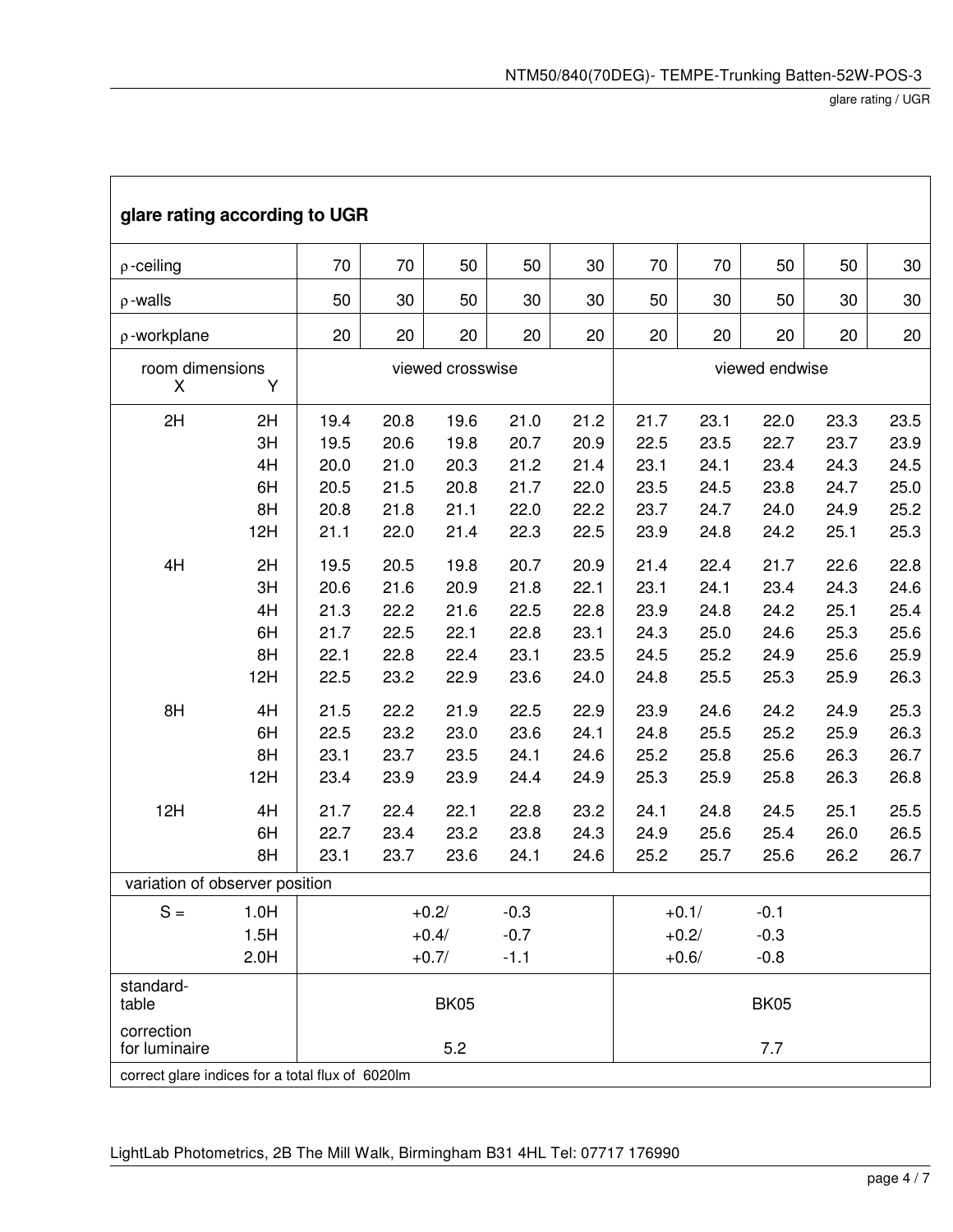## glare rating according to UGR

| ρ-ceiling | | 70 | 70 | 50 | 50 | 30 | 70 | 70 | 50 | 50 | 30 |
|---|---|---|---|---|---|---|---|---|---|---|---|
| ρ-walls | | 50 | 30 | 50 | 30 | 30 | 50 | 30 | 50 | 30 | 30 |
| ρ-workplane | | 20 | 20 | 20 | 20 | 20 | 20 | 20 | 20 | 20 | 20 |
| room dimensions X | Y | viewed crosswise | | | | | viewed endwise | | | | |
| 2H | 2H | 19.4 | 20.8 | 19.6 | 21.0 | 21.2 | 21.7 | 23.1 | 22.0 | 23.3 | 23.5 |
| | 3H | 19.5 | 20.6 | 19.8 | 20.7 | 20.9 | 22.5 | 23.5 | 22.7 | 23.7 | 23.9 |
| | 4H | 20.0 | 21.0 | 20.3 | 21.2 | 21.4 | 23.1 | 24.1 | 23.4 | 24.3 | 24.5 |
| | 6H | 20.5 | 21.5 | 20.8 | 21.7 | 22.0 | 23.5 | 24.5 | 23.8 | 24.7 | 25.0 |
| | 8H | 20.8 | 21.8 | 21.1 | 22.0 | 22.2 | 23.7 | 24.7 | 24.0 | 24.9 | 25.2 |
| | 12H | 21.1 | 22.0 | 21.4 | 22.3 | 22.5 | 23.9 | 24.8 | 24.2 | 25.1 | 25.3 |
| 4H | 2H | 19.5 | 20.5 | 19.8 | 20.7 | 20.9 | 21.4 | 22.4 | 21.7 | 22.6 | 22.8 |
| | 3H | 20.6 | 21.6 | 20.9 | 21.8 | 22.1 | 23.1 | 24.1 | 23.4 | 24.3 | 24.6 |
| | 4H | 21.3 | 22.2 | 21.6 | 22.5 | 22.8 | 23.9 | 24.8 | 24.2 | 25.1 | 25.4 |
| | 6H | 21.7 | 22.5 | 22.1 | 22.8 | 23.1 | 24.3 | 25.0 | 24.6 | 25.3 | 25.6 |
| | 8H | 22.1 | 22.8 | 22.4 | 23.1 | 23.5 | 24.5 | 25.2 | 24.9 | 25.6 | 25.9 |
| | 12H | 22.5 | 23.2 | 22.9 | 23.6 | 24.0 | 24.8 | 25.5 | 25.3 | 25.9 | 26.3 |
| 8H | 4H | 21.5 | 22.2 | 21.9 | 22.5 | 22.9 | 23.9 | 24.6 | 24.2 | 24.9 | 25.3 |
| | 6H | 22.5 | 23.2 | 23.0 | 23.6 | 24.1 | 24.8 | 25.5 | 25.2 | 25.9 | 26.3 |
| | 8H | 23.1 | 23.7 | 23.5 | 24.1 | 24.6 | 25.2 | 25.8 | 25.6 | 26.3 | 26.7 |
| | 12H | 23.4 | 23.9 | 23.9 | 24.4 | 24.9 | 25.3 | 25.9 | 25.8 | 26.3 | 26.8 |
| 12H | 4H | 21.7 | 22.4 | 22.1 | 22.8 | 23.2 | 24.1 | 24.8 | 24.5 | 25.1 | 25.5 |
| | 6H | 22.7 | 23.4 | 23.2 | 23.8 | 24.3 | 24.9 | 25.6 | 25.4 | 26.0 | 26.5 |
| | 8H | 23.1 | 23.7 | 23.6 | 24.1 | 24.6 | 25.2 | 25.7 | 25.6 | 26.2 | 26.7 |
| variation of observer position | | | | | | | | | | | |
| S = | 1.0H | +0.2/ | | | -0.3 | | +0.1/ | | -0.1 | | |
| | 1.5H | +0.4/ | | | -0.7 | | +0.2/ | | -0.3 | | |
| | 2.0H | +0.7/ | | | -1.1 | | +0.6/ | | -0.8 | | |
| standard-table | | BK05 | | | | | BK05 | | | | |
| correction for luminaire | | 5.2 | | | | | 7.7 | | | | |

correct glare indices for a total flux of 6020lm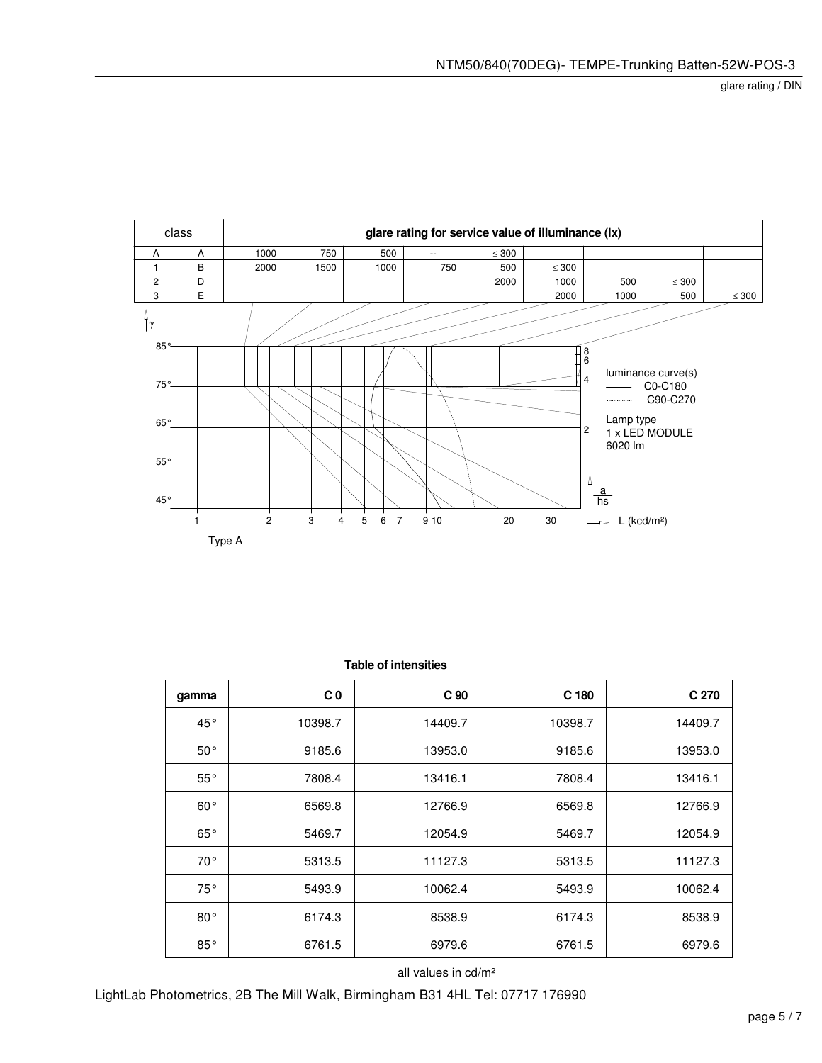glare rating / DIN

| class | | glare rating for service value of illuminance (lx) | | | | | | | | |
|---|---|---|---|---|---|---|---|---|---|---|
| A | A | 1000 | 750 | 500 | -- | ≤ 300 | | | | |
| 1 | B | 2000 | 1500 | 1000 | 750 | 500 | ≤ 300 | | | |
| 2 | D | | | | | 2000 | 1000 | 500 | ≤ 300 | |
| 3 | E | | | | | | 2000 | 1000 | 500 | ≤ 300 |

γ

85°
75°
65°
55°
45°

1 2 3 4 5 6 7 9 10 20 30

L (kcd/m²)

a/hs: 8, 6, 4, 2

luminance curve(s)
—— C0-C180
........ C90-C270

Lamp type
1 x LED MODULE
6020 lm

—— Type A

**Table of intensities**

| gamma | C 0 | C 90 | C 180 | C 270 |
|---|---|---|---|---|
| 45° | 10398.7 | 14409.7 | 10398.7 | 14409.7 |
| 50° | 9185.6 | 13953.0 | 9185.6 | 13953.0 |
| 55° | 7808.4 | 13416.1 | 7808.4 | 13416.1 |
| 60° | 6569.8 | 12766.9 | 6569.8 | 12766.9 |
| 65° | 5469.7 | 12054.9 | 5469.7 | 12054.9 |
| 70° | 5313.5 | 11127.3 | 5313.5 | 11127.3 |
| 75° | 5493.9 | 10062.4 | 5493.9 | 10062.4 |
| 80° | 6174.3 | 8538.9 | 6174.3 | 8538.9 |
| 85° | 6761.5 | 6979.6 | 6761.5 | 6979.6 |

all values in cd/m²

LightLab Photometrics, 2B The Mill Walk, Birmingham B31 4HL Tel: 07717 176990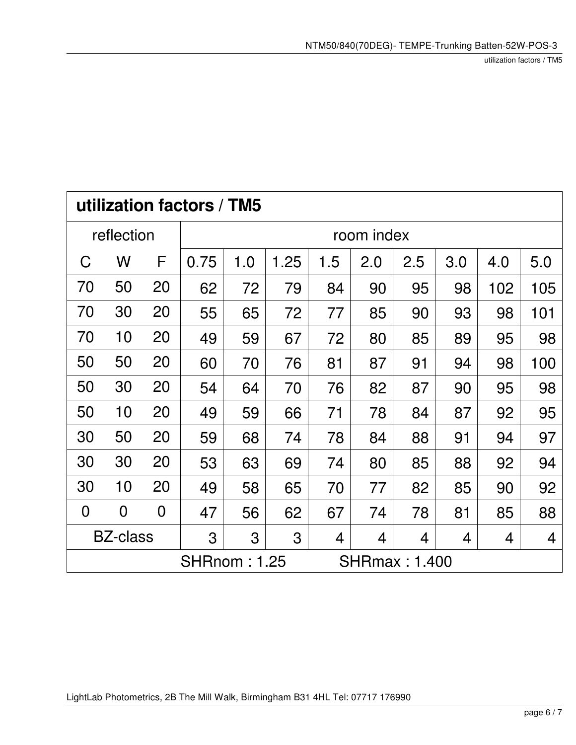## utilization factors / TM5

| reflection | | | room index | | | | | | | | |
|---|---|---|---|---|---|---|---|---|---|---|---|
| C | W | F | 0.75 | 1.0 | 1.25 | 1.5 | 2.0 | 2.5 | 3.0 | 4.0 | 5.0 |
| 70 | 50 | 20 | 62 | 72 | 79 | 84 | 90 | 95 | 98 | 102 | 105 |
| 70 | 30 | 20 | 55 | 65 | 72 | 77 | 85 | 90 | 93 | 98 | 101 |
| 70 | 10 | 20 | 49 | 59 | 67 | 72 | 80 | 85 | 89 | 95 | 98 |
| 50 | 50 | 20 | 60 | 70 | 76 | 81 | 87 | 91 | 94 | 98 | 100 |
| 50 | 30 | 20 | 54 | 64 | 70 | 76 | 82 | 87 | 90 | 95 | 98 |
| 50 | 10 | 20 | 49 | 59 | 66 | 71 | 78 | 84 | 87 | 92 | 95 |
| 30 | 50 | 20 | 59 | 68 | 74 | 78 | 84 | 88 | 91 | 94 | 97 |
| 30 | 30 | 20 | 53 | 63 | 69 | 74 | 80 | 85 | 88 | 92 | 94 |
| 30 | 10 | 20 | 49 | 58 | 65 | 70 | 77 | 82 | 85 | 90 | 92 |
| 0 | 0 | 0 | 47 | 56 | 62 | 67 | 74 | 78 | 81 | 85 | 88 |
| BZ-class | | | 3 | 3 | 3 | 4 | 4 | 4 | 4 | 4 | 4 |

SHRnom : 1.25 SHRmax : 1.400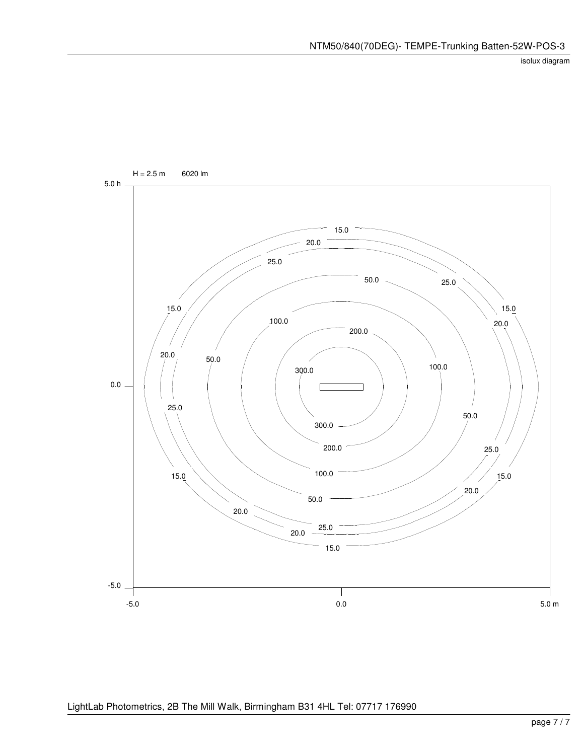isolux diagram

H = 2.5 m 6020 lm

5.0 h

0.0

-5.0

-5.0

0.0

5.0 m

15.0
20.0
25.0
50.0
25.0
15.0
15.0
20.0
100.0
200.0
20.0
50.0
300.0
100.0
25.0
50.0
300.0
200.0
25.0
100.0
15.0
15.0
20.0
50.0
20.0
25.0
20.0
15.0